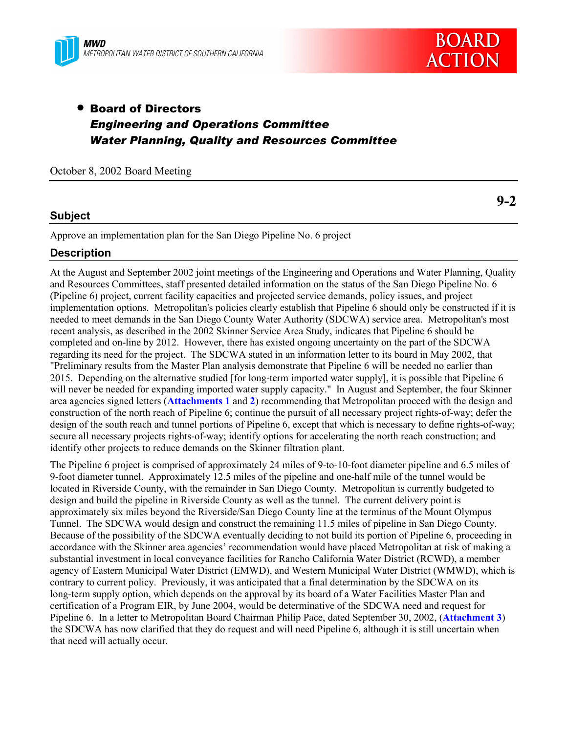MWD
METROPOLITAN WATER DISTRICT OF SOUTHERN CALIFORNIA

**BOARD ACTION**

- **Board of Directors**
  ***Engineering and Operations Committee***
  ***Water Planning, Quality and Resources Committee***

October 8, 2002 Board Meeting

**9-2**

## Subject

Approve an implementation plan for the San Diego Pipeline No. 6 project

## Description

At the August and September 2002 joint meetings of the Engineering and Operations and Water Planning, Quality and Resources Committees, staff presented detailed information on the status of the San Diego Pipeline No. 6 (Pipeline 6) project, current facility capacities and projected service demands, policy issues, and project implementation options. Metropolitan's policies clearly establish that Pipeline 6 should only be constructed if it is needed to meet demands in the San Diego County Water Authority (SDCWA) service area. Metropolitan's most recent analysis, as described in the 2002 Skinner Service Area Study, indicates that Pipeline 6 should be completed and on-line by 2012. However, there has existed ongoing uncertainty on the part of the SDCWA regarding its need for the project. The SDCWA stated in an information letter to its board in May 2002, that "Preliminary results from the Master Plan analysis demonstrate that Pipeline 6 will be needed no earlier than 2015. Depending on the alternative studied [for long-term imported water supply], it is possible that Pipeline 6 will never be needed for expanding imported water supply capacity." In August and September, the four Skinner area agencies signed letters (**Attachments 1** and **2**) recommending that Metropolitan proceed with the design and construction of the north reach of Pipeline 6; continue the pursuit of all necessary project rights-of-way; defer the design of the south reach and tunnel portions of Pipeline 6, except that which is necessary to define rights-of-way; secure all necessary projects rights-of-way; identify options for accelerating the north reach construction; and identify other projects to reduce demands on the Skinner filtration plant.

The Pipeline 6 project is comprised of approximately 24 miles of 9-to-10-foot diameter pipeline and 6.5 miles of 9-foot diameter tunnel. Approximately 12.5 miles of the pipeline and one-half mile of the tunnel would be located in Riverside County, with the remainder in San Diego County. Metropolitan is currently budgeted to design and build the pipeline in Riverside County as well as the tunnel. The current delivery point is approximately six miles beyond the Riverside/San Diego County line at the terminus of the Mount Olympus Tunnel. The SDCWA would design and construct the remaining 11.5 miles of pipeline in San Diego County. Because of the possibility of the SDCWA eventually deciding to not build its portion of Pipeline 6, proceeding in accordance with the Skinner area agencies' recommendation would have placed Metropolitan at risk of making a substantial investment in local conveyance facilities for Rancho California Water District (RCWD), a member agency of Eastern Municipal Water District (EMWD), and Western Municipal Water District (WMWD), which is contrary to current policy. Previously, it was anticipated that a final determination by the SDCWA on its long-term supply option, which depends on the approval by its board of a Water Facilities Master Plan and certification of a Program EIR, by June 2004, would be determinative of the SDCWA need and request for Pipeline 6. In a letter to Metropolitan Board Chairman Philip Pace, dated September 30, 2002, (**Attachment 3**) the SDCWA has now clarified that they do request and will need Pipeline 6, although it is still uncertain when that need will actually occur.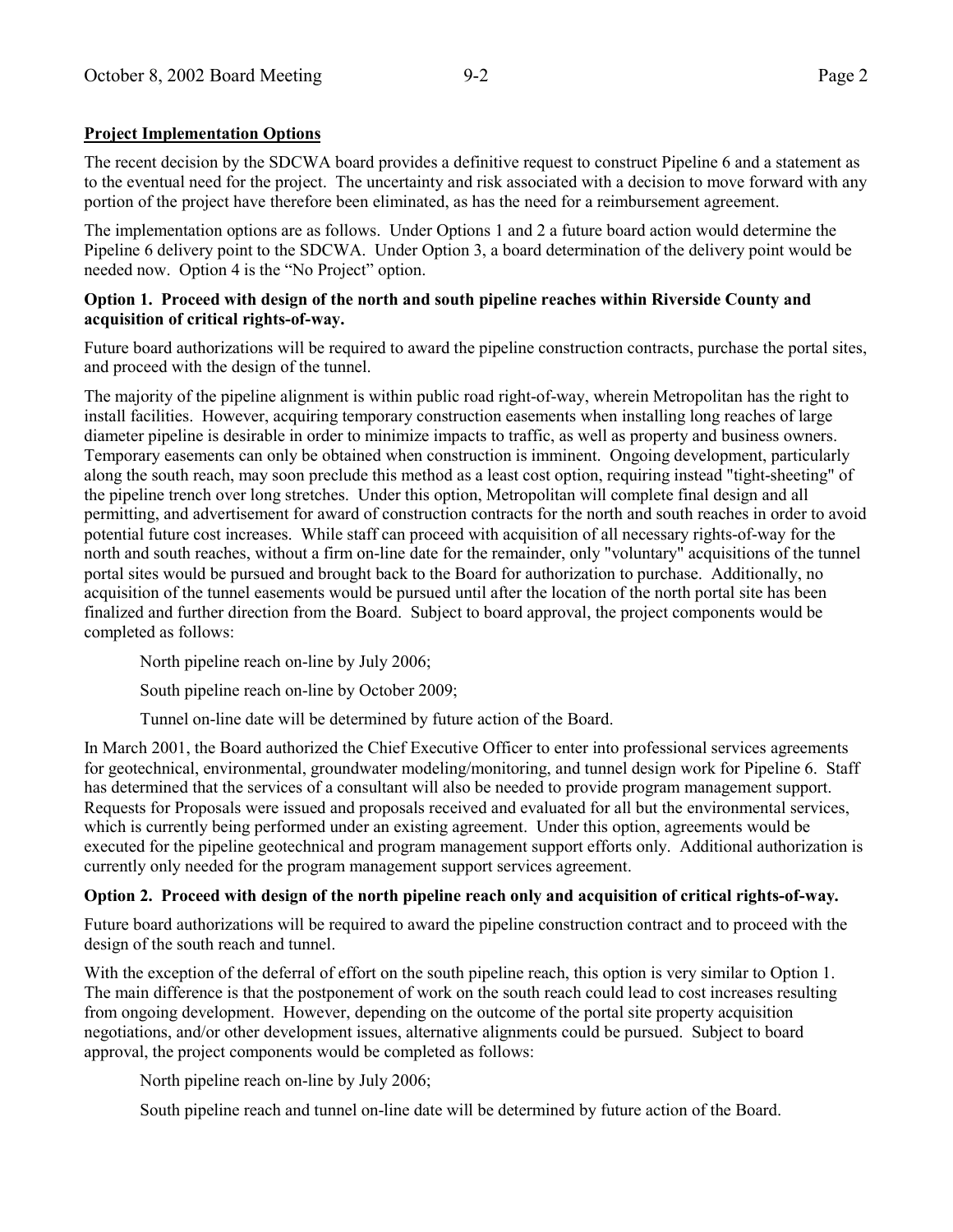## Project Implementation Options

The recent decision by the SDCWA board provides a definitive request to construct Pipeline 6 and a statement as to the eventual need for the project. The uncertainty and risk associated with a decision to move forward with any portion of the project have therefore been eliminated, as has the need for a reimbursement agreement.

The implementation options are as follows. Under Options 1 and 2 a future board action would determine the Pipeline 6 delivery point to the SDCWA. Under Option 3, a board determination of the delivery point would be needed now. Option 4 is the "No Project" option.

### Option 1. Proceed with design of the north and south pipeline reaches within Riverside County and acquisition of critical rights-of-way.

Future board authorizations will be required to award the pipeline construction contracts, purchase the portal sites, and proceed with the design of the tunnel.

The majority of the pipeline alignment is within public road right-of-way, wherein Metropolitan has the right to install facilities. However, acquiring temporary construction easements when installing long reaches of large diameter pipeline is desirable in order to minimize impacts to traffic, as well as property and business owners. Temporary easements can only be obtained when construction is imminent. Ongoing development, particularly along the south reach, may soon preclude this method as a least cost option, requiring instead "tight-sheeting" of the pipeline trench over long stretches. Under this option, Metropolitan will complete final design and all permitting, and advertisement for award of construction contracts for the north and south reaches in order to avoid potential future cost increases. While staff can proceed with acquisition of all necessary rights-of-way for the north and south reaches, without a firm on-line date for the remainder, only "voluntary" acquisitions of the tunnel portal sites would be pursued and brought back to the Board for authorization to purchase. Additionally, no acquisition of the tunnel easements would be pursued until after the location of the north portal site has been finalized and further direction from the Board. Subject to board approval, the project components would be completed as follows:

North pipeline reach on-line by July 2006;

South pipeline reach on-line by October 2009;

Tunnel on-line date will be determined by future action of the Board.

In March 2001, the Board authorized the Chief Executive Officer to enter into professional services agreements for geotechnical, environmental, groundwater modeling/monitoring, and tunnel design work for Pipeline 6. Staff has determined that the services of a consultant will also be needed to provide program management support. Requests for Proposals were issued and proposals received and evaluated for all but the environmental services, which is currently being performed under an existing agreement. Under this option, agreements would be executed for the pipeline geotechnical and program management support efforts only. Additional authorization is currently only needed for the program management support services agreement.

### Option 2. Proceed with design of the north pipeline reach only and acquisition of critical rights-of-way.

Future board authorizations will be required to award the pipeline construction contract and to proceed with the design of the south reach and tunnel.

With the exception of the deferral of effort on the south pipeline reach, this option is very similar to Option 1. The main difference is that the postponement of work on the south reach could lead to cost increases resulting from ongoing development. However, depending on the outcome of the portal site property acquisition negotiations, and/or other development issues, alternative alignments could be pursued. Subject to board approval, the project components would be completed as follows:

North pipeline reach on-line by July 2006;

South pipeline reach and tunnel on-line date will be determined by future action of the Board.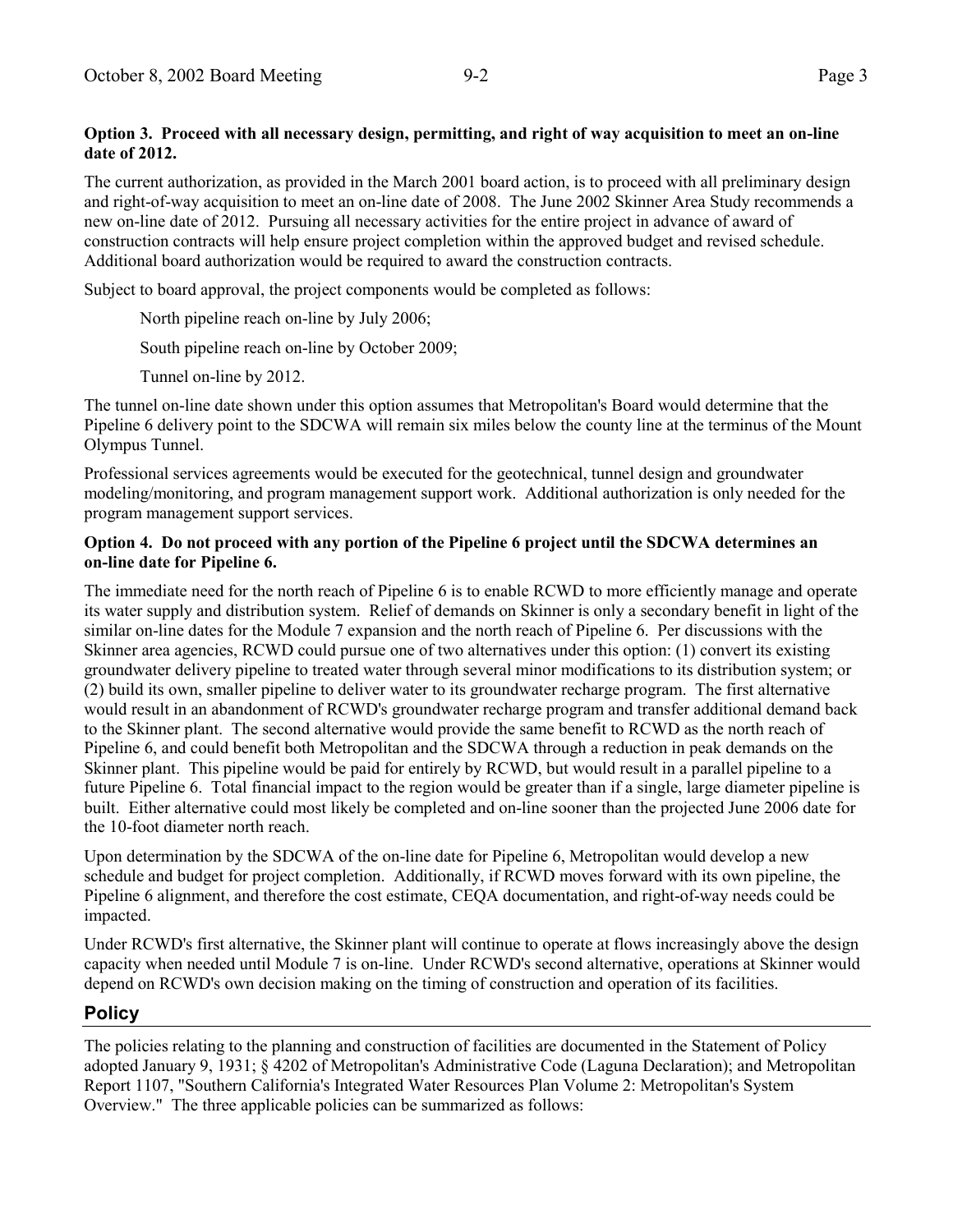**Option 3. Proceed with all necessary design, permitting, and right of way acquisition to meet an on-line date of 2012.**

The current authorization, as provided in the March 2001 board action, is to proceed with all preliminary design and right-of-way acquisition to meet an on-line date of 2008. The June 2002 Skinner Area Study recommends a new on-line date of 2012. Pursuing all necessary activities for the entire project in advance of award of construction contracts will help ensure project completion within the approved budget and revised schedule. Additional board authorization would be required to award the construction contracts.

Subject to board approval, the project components would be completed as follows:

North pipeline reach on-line by July 2006;

South pipeline reach on-line by October 2009;

Tunnel on-line by 2012.

The tunnel on-line date shown under this option assumes that Metropolitan's Board would determine that the Pipeline 6 delivery point to the SDCWA will remain six miles below the county line at the terminus of the Mount Olympus Tunnel.

Professional services agreements would be executed for the geotechnical, tunnel design and groundwater modeling/monitoring, and program management support work. Additional authorization is only needed for the program management support services.

**Option 4. Do not proceed with any portion of the Pipeline 6 project until the SDCWA determines an on-line date for Pipeline 6.**

The immediate need for the north reach of Pipeline 6 is to enable RCWD to more efficiently manage and operate its water supply and distribution system. Relief of demands on Skinner is only a secondary benefit in light of the similar on-line dates for the Module 7 expansion and the north reach of Pipeline 6. Per discussions with the Skinner area agencies, RCWD could pursue one of two alternatives under this option: (1) convert its existing groundwater delivery pipeline to treated water through several minor modifications to its distribution system; or (2) build its own, smaller pipeline to deliver water to its groundwater recharge program. The first alternative would result in an abandonment of RCWD's groundwater recharge program and transfer additional demand back to the Skinner plant. The second alternative would provide the same benefit to RCWD as the north reach of Pipeline 6, and could benefit both Metropolitan and the SDCWA through a reduction in peak demands on the Skinner plant. This pipeline would be paid for entirely by RCWD, but would result in a parallel pipeline to a future Pipeline 6. Total financial impact to the region would be greater than if a single, large diameter pipeline is built. Either alternative could most likely be completed and on-line sooner than the projected June 2006 date for the 10-foot diameter north reach.

Upon determination by the SDCWA of the on-line date for Pipeline 6, Metropolitan would develop a new schedule and budget for project completion. Additionally, if RCWD moves forward with its own pipeline, the Pipeline 6 alignment, and therefore the cost estimate, CEQA documentation, and right-of-way needs could be impacted.

Under RCWD's first alternative, the Skinner plant will continue to operate at flows increasingly above the design capacity when needed until Module 7 is on-line. Under RCWD's second alternative, operations at Skinner would depend on RCWD's own decision making on the timing of construction and operation of its facilities.

## Policy

The policies relating to the planning and construction of facilities are documented in the Statement of Policy adopted January 9, 1931; § 4202 of Metropolitan's Administrative Code (Laguna Declaration); and Metropolitan Report 1107, "Southern California's Integrated Water Resources Plan Volume 2: Metropolitan's System Overview." The three applicable policies can be summarized as follows: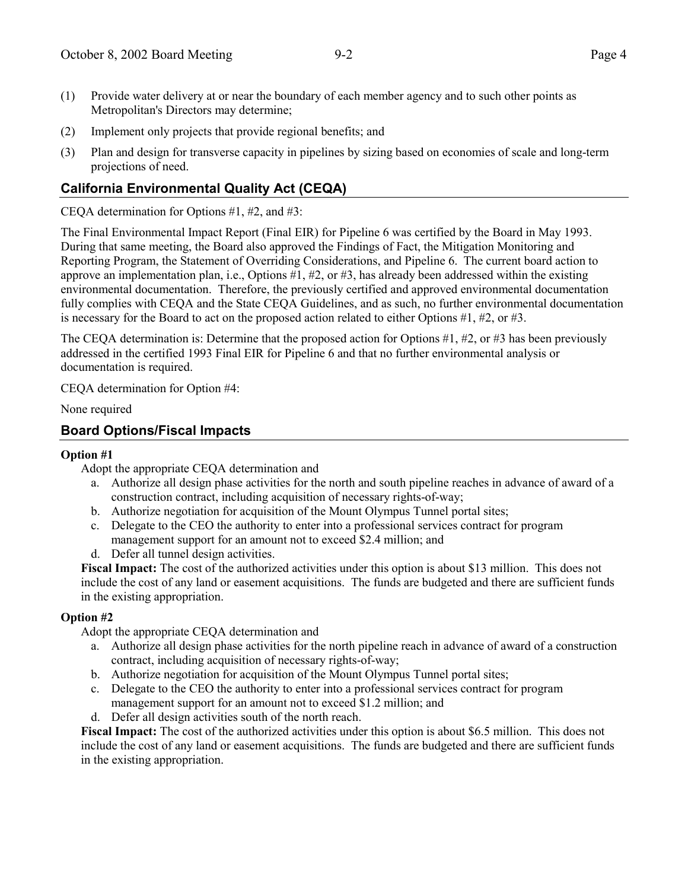(1) Provide water delivery at or near the boundary of each member agency and to such other points as Metropolitan's Directors may determine;

(2) Implement only projects that provide regional benefits; and

(3) Plan and design for transverse capacity in pipelines by sizing based on economies of scale and long-term projections of need.

## California Environmental Quality Act (CEQA)

CEQA determination for Options #1, #2, and #3:

The Final Environmental Impact Report (Final EIR) for Pipeline 6 was certified by the Board in May 1993. During that same meeting, the Board also approved the Findings of Fact, the Mitigation Monitoring and Reporting Program, the Statement of Overriding Considerations, and Pipeline 6. The current board action to approve an implementation plan, i.e., Options #1, #2, or #3, has already been addressed within the existing environmental documentation. Therefore, the previously certified and approved environmental documentation fully complies with CEQA and the State CEQA Guidelines, and as such, no further environmental documentation is necessary for the Board to act on the proposed action related to either Options #1, #2, or #3.

The CEQA determination is: Determine that the proposed action for Options #1, #2, or #3 has been previously addressed in the certified 1993 Final EIR for Pipeline 6 and that no further environmental analysis or documentation is required.

CEQA determination for Option #4:

None required

## Board Options/Fiscal Impacts

**Option #1**

Adopt the appropriate CEQA determination and

a. Authorize all design phase activities for the north and south pipeline reaches in advance of award of a construction contract, including acquisition of necessary rights-of-way;
b. Authorize negotiation for acquisition of the Mount Olympus Tunnel portal sites;
c. Delegate to the CEO the authority to enter into a professional services contract for program management support for an amount not to exceed $2.4 million; and
d. Defer all tunnel design activities.

**Fiscal Impact:** The cost of the authorized activities under this option is about $13 million. This does not include the cost of any land or easement acquisitions. The funds are budgeted and there are sufficient funds in the existing appropriation.

**Option #2**

Adopt the appropriate CEQA determination and

a. Authorize all design phase activities for the north pipeline reach in advance of award of a construction contract, including acquisition of necessary rights-of-way;
b. Authorize negotiation for acquisition of the Mount Olympus Tunnel portal sites;
c. Delegate to the CEO the authority to enter into a professional services contract for program management support for an amount not to exceed $1.2 million; and
d. Defer all design activities south of the north reach.

**Fiscal Impact:** The cost of the authorized activities under this option is about $6.5 million. This does not include the cost of any land or easement acquisitions. The funds are budgeted and there are sufficient funds in the existing appropriation.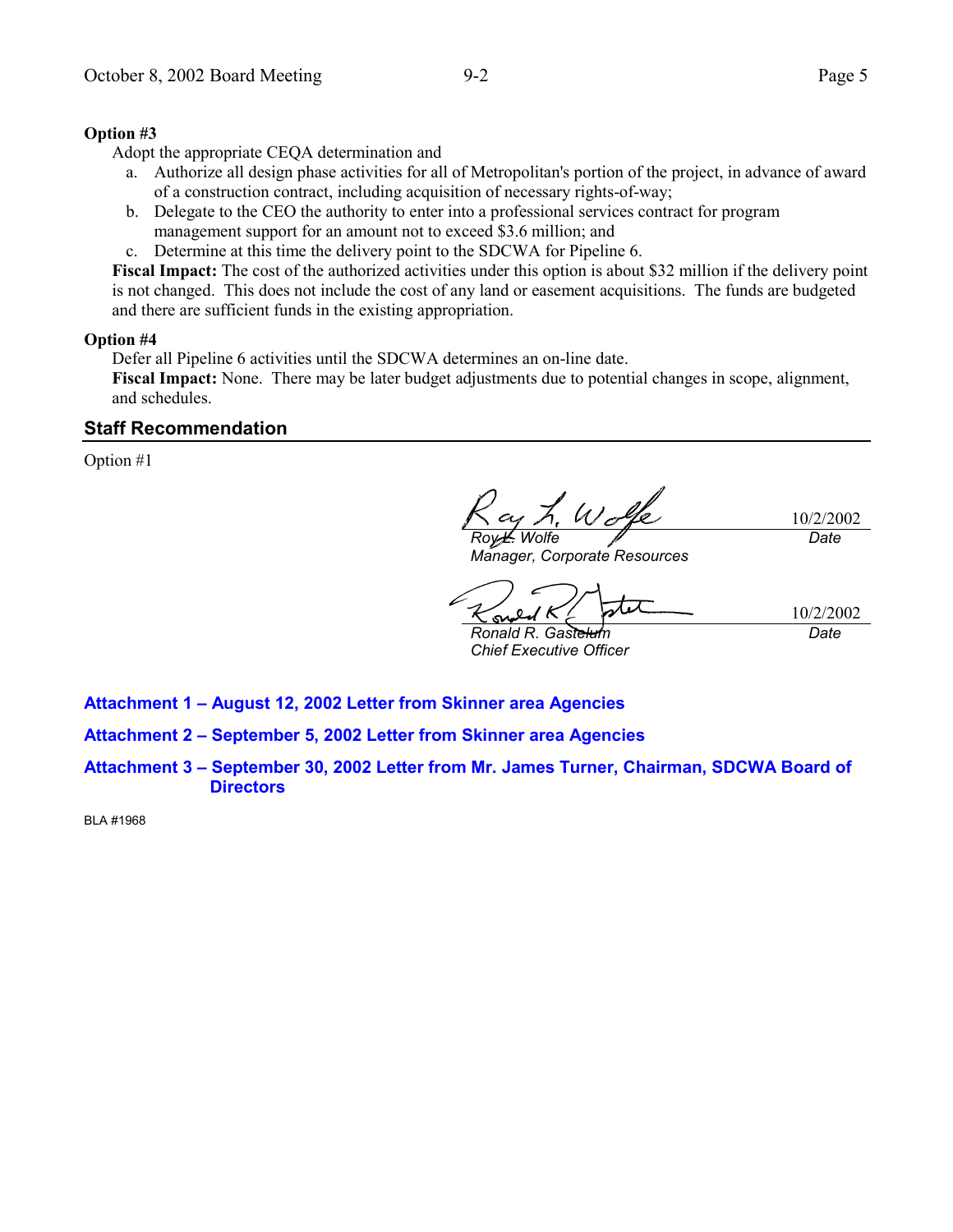**Option #3**

Adopt the appropriate CEQA determination and

a. Authorize all design phase activities for all of Metropolitan's portion of the project, in advance of award of a construction contract, including acquisition of necessary rights-of-way;
b. Delegate to the CEO the authority to enter into a professional services contract for program management support for an amount not to exceed $3.6 million; and
c. Determine at this time the delivery point to the SDCWA for Pipeline 6.

**Fiscal Impact:** The cost of the authorized activities under this option is about $32 million if the delivery point is not changed. This does not include the cost of any land or easement acquisitions. The funds are budgeted and there are sufficient funds in the existing appropriation.

**Option #4**

Defer all Pipeline 6 activities until the SDCWA determines an on-line date.

**Fiscal Impact:** None. There may be later budget adjustments due to potential changes in scope, alignment, and schedules.

## Staff Recommendation

Option #1

*Roy L. Wolfe* — 10/2/2002
*Manager, Corporate Resources* — *Date*

*Ronald R. Gastelum* — 10/2/2002
*Chief Executive Officer* — *Date*

**Attachment 1 – August 12, 2002 Letter from Skinner area Agencies**

**Attachment 2 – September 5, 2002 Letter from Skinner area Agencies**

**Attachment 3 – September 30, 2002 Letter from Mr. James Turner, Chairman, SDCWA Board of Directors**

BLA #1968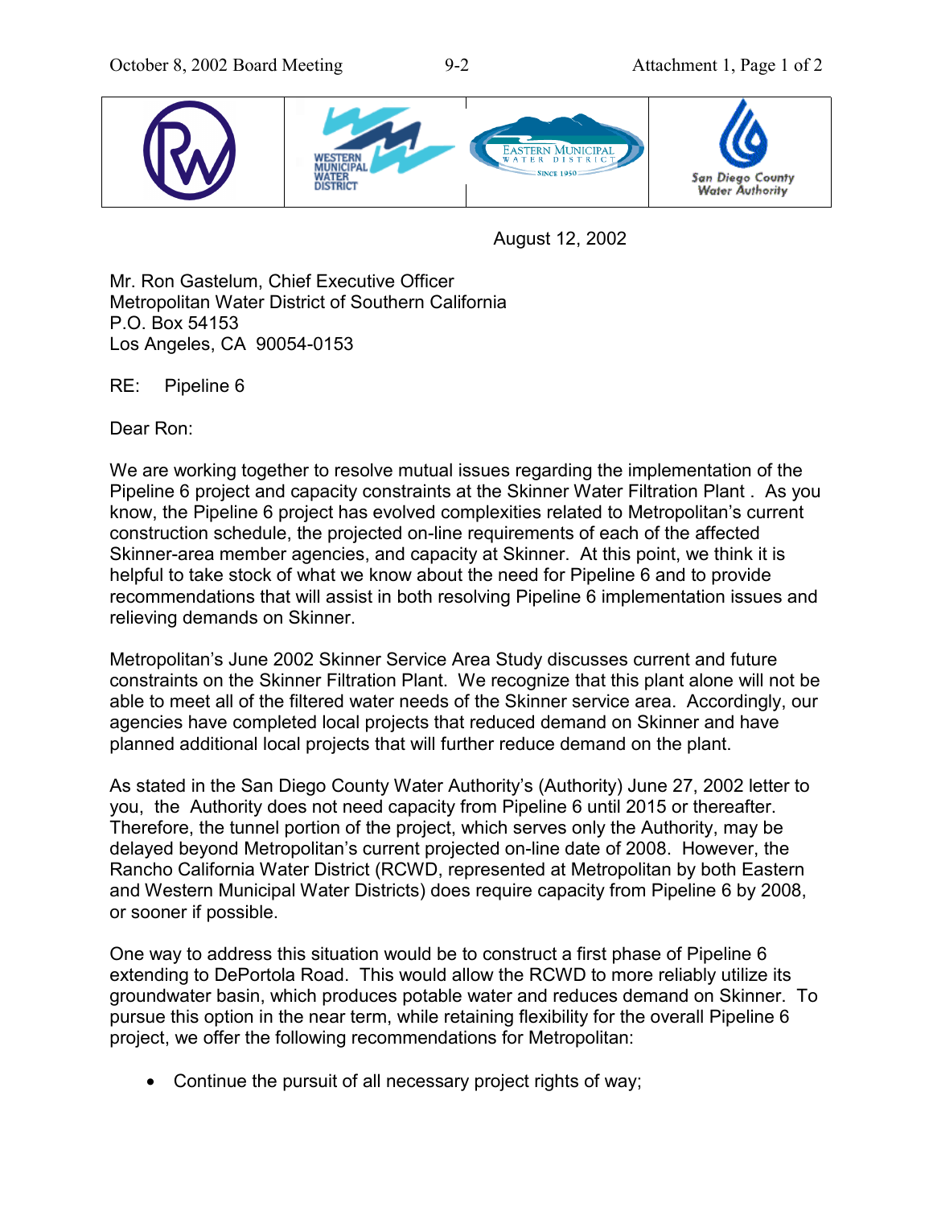| | | | |
|---|---|---|---|
| RW | WESTERN MUNICIPAL WATER DISTRICT | EASTERN MUNICIPAL WATER DISTRICT SINCE 1950 | San Diego County Water Authority |

August 12, 2002

Mr. Ron Gastelum, Chief Executive Officer
Metropolitan Water District of Southern California
P.O. Box 54153
Los Angeles, CA 90054-0153

RE: Pipeline 6

Dear Ron:

We are working together to resolve mutual issues regarding the implementation of the Pipeline 6 project and capacity constraints at the Skinner Water Filtration Plant . As you know, the Pipeline 6 project has evolved complexities related to Metropolitan's current construction schedule, the projected on-line requirements of each of the affected Skinner-area member agencies, and capacity at Skinner. At this point, we think it is helpful to take stock of what we know about the need for Pipeline 6 and to provide recommendations that will assist in both resolving Pipeline 6 implementation issues and relieving demands on Skinner.

Metropolitan's June 2002 Skinner Service Area Study discusses current and future constraints on the Skinner Filtration Plant. We recognize that this plant alone will not be able to meet all of the filtered water needs of the Skinner service area. Accordingly, our agencies have completed local projects that reduced demand on Skinner and have planned additional local projects that will further reduce demand on the plant.

As stated in the San Diego County Water Authority's (Authority) June 27, 2002 letter to you, the Authority does not need capacity from Pipeline 6 until 2015 or thereafter. Therefore, the tunnel portion of the project, which serves only the Authority, may be delayed beyond Metropolitan's current projected on-line date of 2008. However, the Rancho California Water District (RCWD, represented at Metropolitan by both Eastern and Western Municipal Water Districts) does require capacity from Pipeline 6 by 2008, or sooner if possible.

One way to address this situation would be to construct a first phase of Pipeline 6 extending to DePortola Road. This would allow the RCWD to more reliably utilize its groundwater basin, which produces potable water and reduces demand on Skinner. To pursue this option in the near term, while retaining flexibility for the overall Pipeline 6 project, we offer the following recommendations for Metropolitan:

- Continue the pursuit of all necessary project rights of way;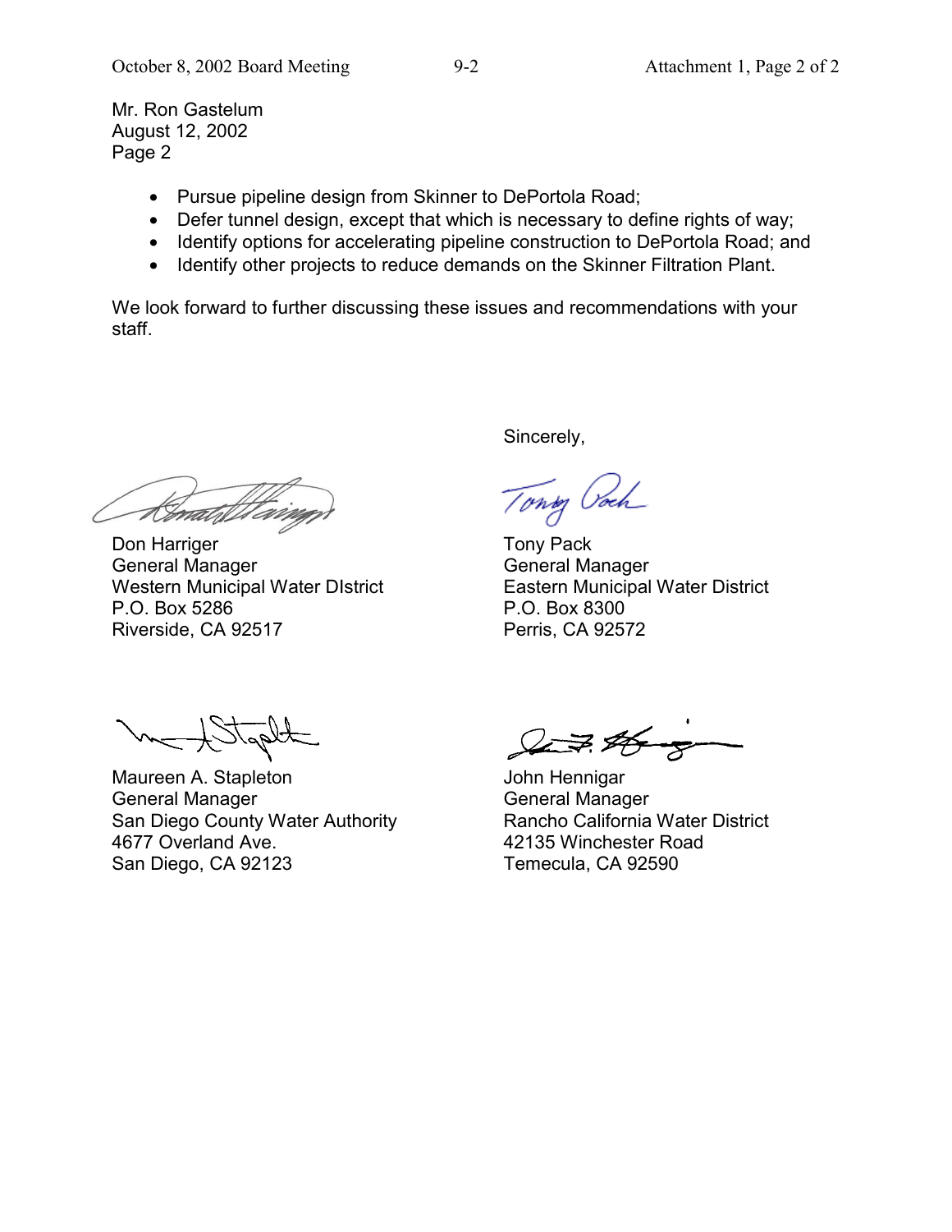Mr. Ron Gastelum
August 12, 2002
Page 2

- Pursue pipeline design from Skinner to DePortola Road;
- Defer tunnel design, except that which is necessary to define rights of way;
- Identify options for accelerating pipeline construction to DePortola Road; and
- Identify other projects to reduce demands on the Skinner Filtration Plant.

We look forward to further discussing these issues and recommendations with your staff.

Sincerely,

Don Harriger
General Manager
Western Municipal Water DIstrict
P.O. Box 5286
Riverside, CA 92517

Tony Pack
General Manager
Eastern Municipal Water District
P.O. Box 8300
Perris, CA 92572

Maureen A. Stapleton
General Manager
San Diego County Water Authority
4677 Overland Ave.
San Diego, CA 92123

John Hennigar
General Manager
Rancho California Water District
42135 Winchester Road
Temecula, CA 92590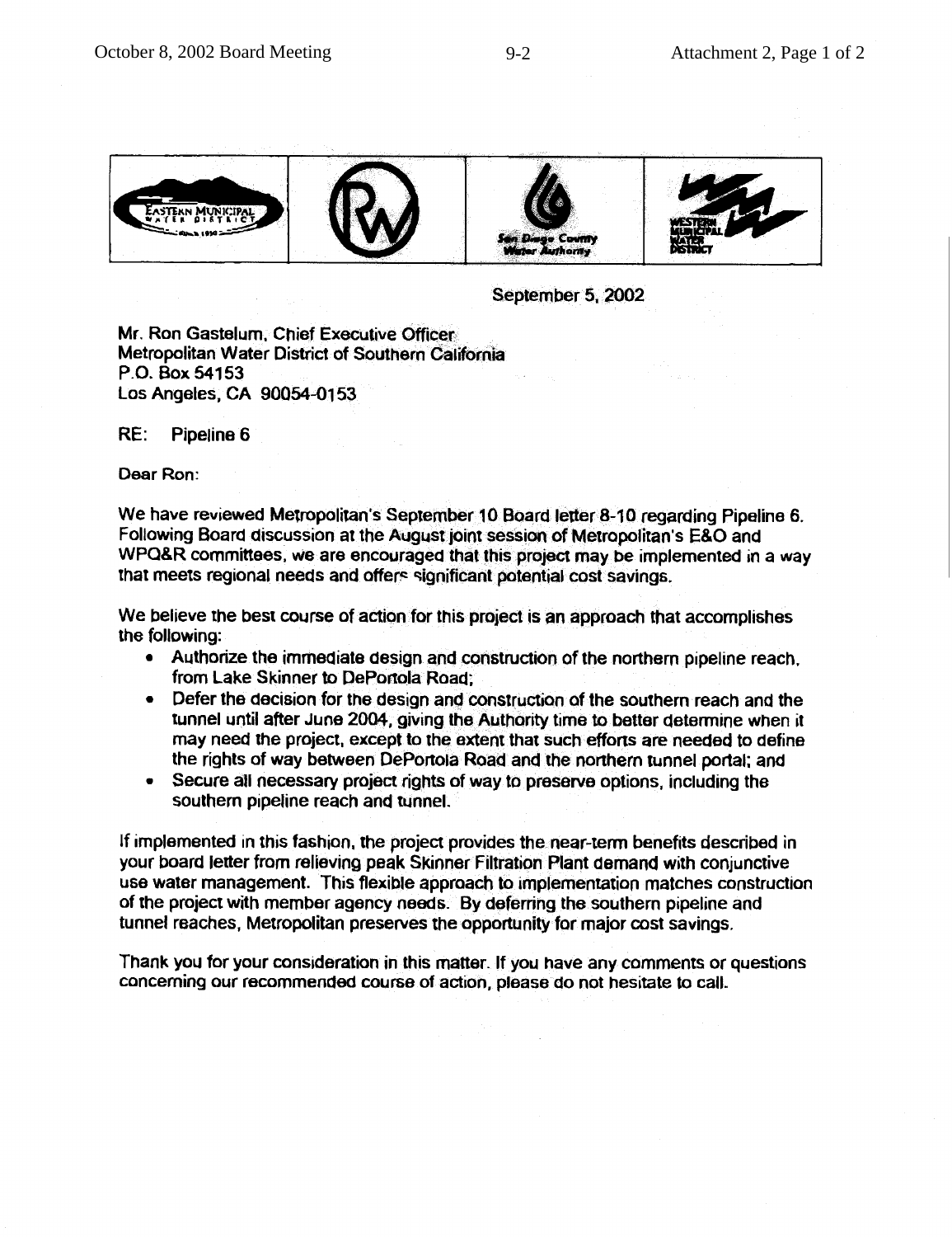September 5, 2002

Mr. Ron Gastelum, Chief Executive Officer
Metropolitan Water District of Southern California
P.O. Box 54153
Los Angeles, CA 90054-0153

RE: Pipeline 6

Dear Ron:

We have reviewed Metropolitan's September 10 Board letter 8-10 regarding Pipeline 6. Following Board discussion at the August joint session of Metropolitan's E&O and WPQ&R committees, we are encouraged that this project may be implemented in a way that meets regional needs and offers significant potential cost savings.

We believe the best course of action for this project is an approach that accomplishes the following:

- Authorize the immediate design and construction of the northern pipeline reach, from Lake Skinner to DePortola Road;
- Defer the decision for the design and construction of the southern reach and the tunnel until after June 2004, giving the Authority time to better determine when it may need the project, except to the extent that such efforts are needed to define the rights of way between DePortola Road and the northern tunnel portal; and
- Secure all necessary project rights of way to preserve options, including the southern pipeline reach and tunnel.

If implemented in this fashion, the project provides the near-term benefits described in your board letter from relieving peak Skinner Filtration Plant demand with conjunctive use water management. This flexible approach to implementation matches construction of the project with member agency needs. By deferring the southern pipeline and tunnel reaches, Metropolitan preserves the opportunity for major cost savings.

Thank you for your consideration in this matter. If you have any comments or questions concerning our recommended course of action, please do not hesitate to call.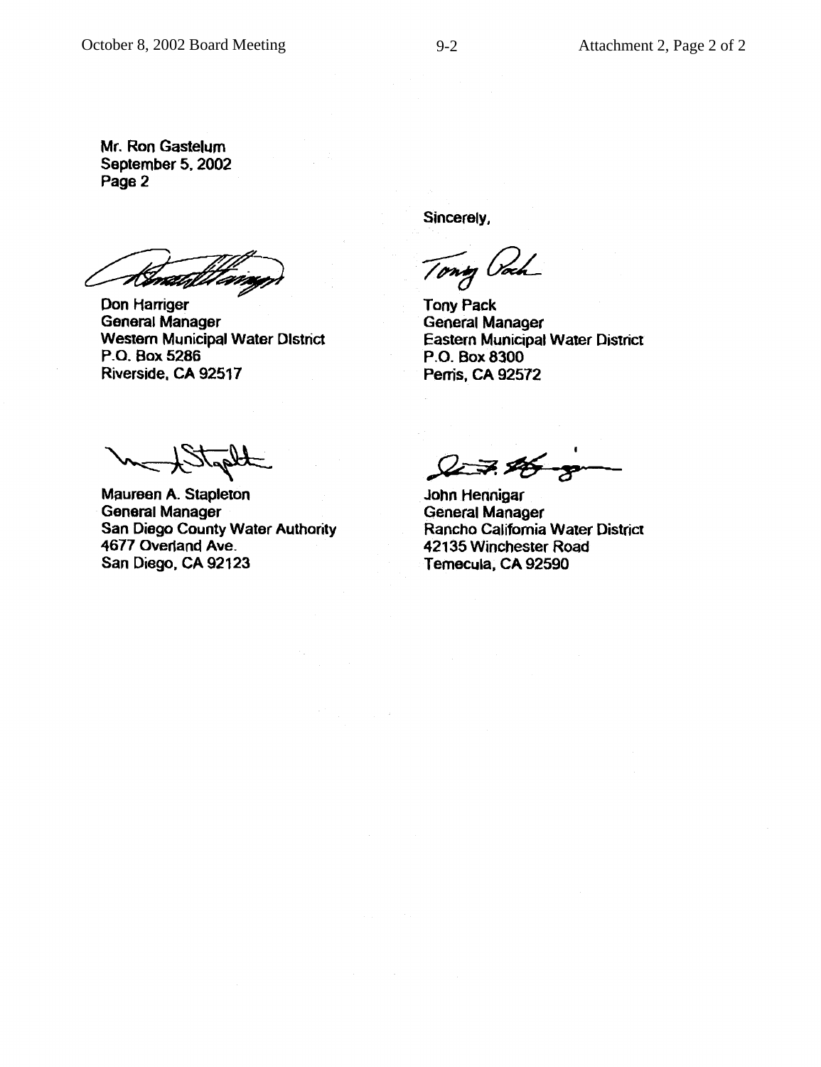Mr. Ron Gastelum
September 5, 2002
Page 2

Sincerely,

Don Harriger
General Manager
Western Municipal Water District
P.O. Box 5286
Riverside, CA 92517

Tony Pack
General Manager
Eastern Municipal Water District
P.O. Box 8300
Perris, CA 92572

Maureen A. Stapleton
General Manager
San Diego County Water Authority
4677 Overland Ave.
San Diego, CA 92123

John Hennigar
General Manager
Rancho California Water District
42135 Winchester Road
Temecula, CA 92590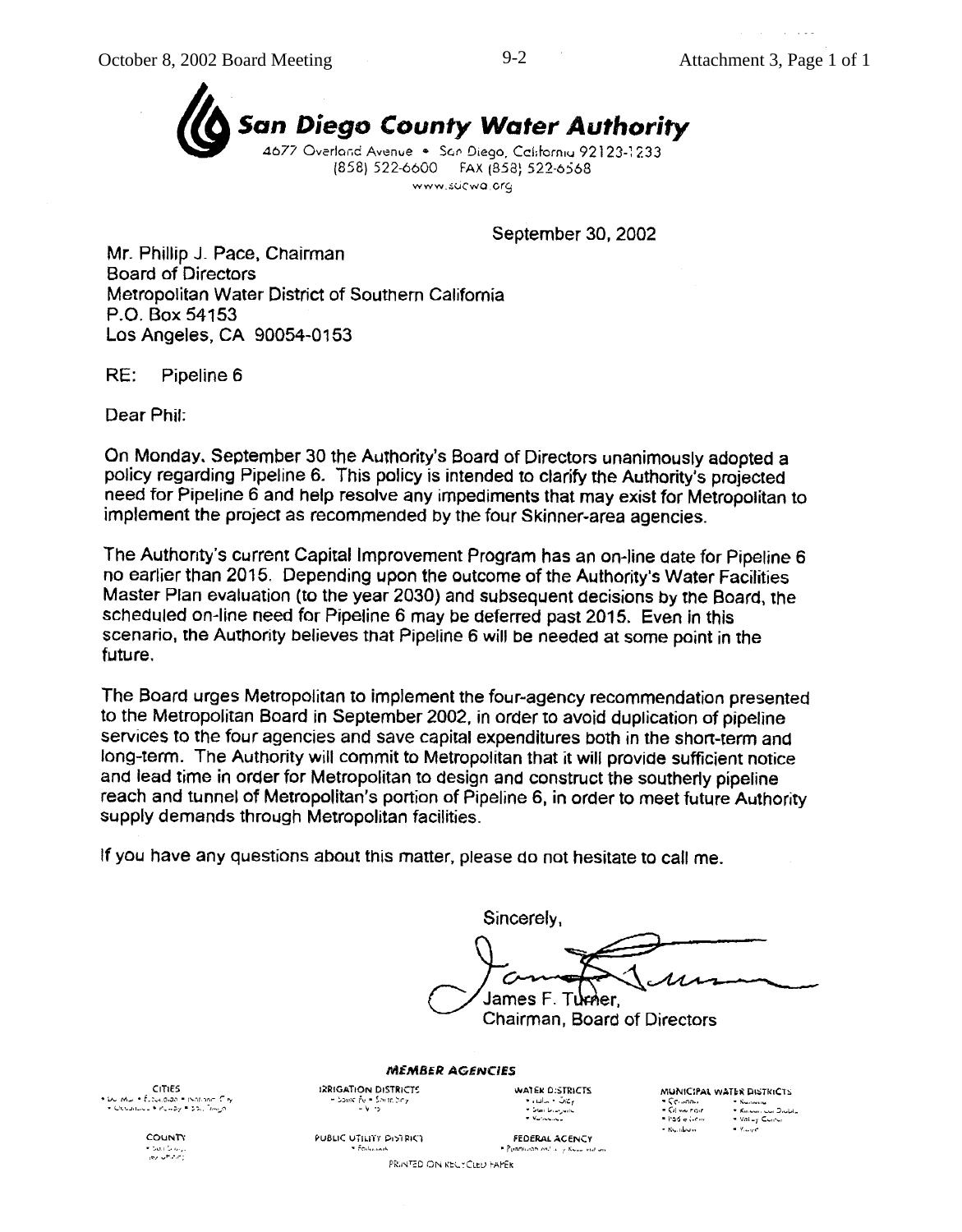**San Diego County Water Authority**

4677 Overland Avenue • San Diego, California 92123-1233
(858) 522-6600 FAX (858) 522-6568
www.sdcwa.org

September 30, 2002

Mr. Phillip J. Pace, Chairman
Board of Directors
Metropolitan Water District of Southern California
P.O. Box 54153
Los Angeles, CA 90054-0153

RE: Pipeline 6

Dear Phil:

On Monday, September 30 the Authority's Board of Directors unanimously adopted a policy regarding Pipeline 6. This policy is intended to clarify the Authority's projected need for Pipeline 6 and help resolve any impediments that may exist for Metropolitan to implement the project as recommended by the four Skinner-area agencies.

The Authority's current Capital Improvement Program has an on-line date for Pipeline 6 no earlier than 2015. Depending upon the outcome of the Authority's Water Facilities Master Plan evaluation (to the year 2030) and subsequent decisions by the Board, the scheduled on-line need for Pipeline 6 may be deferred past 2015. Even in this scenario, the Authority believes that Pipeline 6 will be needed at some point in the future.

The Board urges Metropolitan to implement the four-agency recommendation presented to the Metropolitan Board in September 2002, in order to avoid duplication of pipeline services to the four agencies and save capital expenditures both in the short-term and long-term. The Authority will commit to Metropolitan that it will provide sufficient notice and lead time in order for Metropolitan to design and construct the southerly pipeline reach and tunnel of Metropolitan's portion of Pipeline 6, in order to meet future Authority supply demands through Metropolitan facilities.

If you have any questions about this matter, please do not hesitate to call me.

Sincerely,

James F. Turner,
Chairman, Board of Directors

**MEMBER AGENCIES**

CITIES | IRRIGATION DISTRICTS | WATER DISTRICTS | MUNICIPAL WATER DISTRICTS | COUNTY | PUBLIC UTILITY DISTRICT | FEDERAL AGENCY

PRINTED ON RECYCLED PAPER